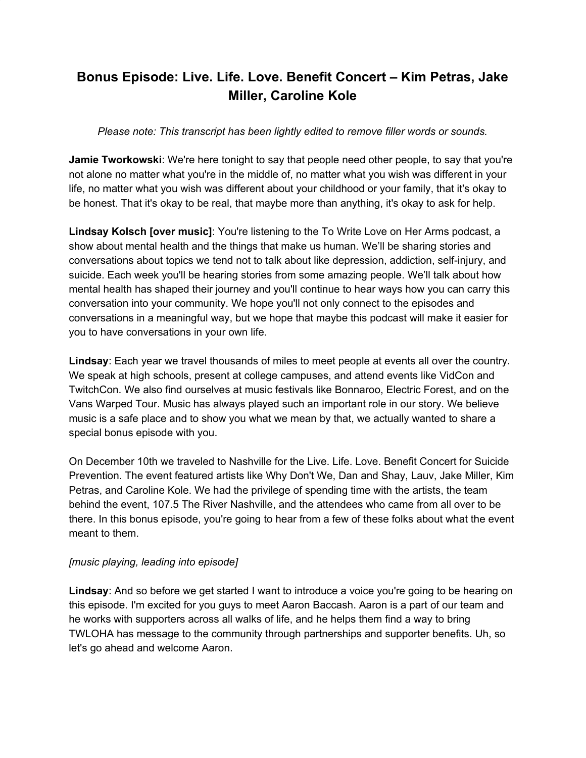# Bonus Episode: Live. Life. Love. Benefit Concert – Kim Petras, Jake Miller, Caroline Kole

*Please note: This transcript has been lightly edited to remove filler words or sounds.*

**Jamie Tworkowski**: We're here tonight to say that people need other people, to say that you're not alone no matter what you're in the middle of, no matter what you wish was different in your life, no matter what you wish was different about your childhood or your family, that it's okay to be honest. That it's okay to be real, that maybe more than anything, it's okay to ask for help.

**Lindsay Kolsch [over music]**: You're listening to the To Write Love on Her Arms podcast, a show about mental health and the things that make us human. We'll be sharing stories and conversations about topics we tend not to talk about like depression, addiction, self-injury, and suicide. Each week you'll be hearing stories from some amazing people. We'll talk about how mental health has shaped their journey and you'll continue to hear ways how you can carry this conversation into your community. We hope you'll not only connect to the episodes and conversations in a meaningful way, but we hope that maybe this podcast will make it easier for you to have conversations in your own life.

**Lindsay**: Each year we travel thousands of miles to meet people at events all over the country. We speak at high schools, present at college campuses, and attend events like VidCon and TwitchCon. We also find ourselves at music festivals like Bonnaroo, Electric Forest, and on the Vans Warped Tour. Music has always played such an important role in our story. We believe music is a safe place and to show you what we mean by that, we actually wanted to share a special bonus episode with you.

On December 10th we traveled to Nashville for the Live. Life. Love. Benefit Concert for Suicide Prevention. The event featured artists like Why Don't We, Dan and Shay, Lauv, Jake Miller, Kim Petras, and Caroline Kole. We had the privilege of spending time with the artists, the team behind the event, 107.5 The River Nashville, and the attendees who came from all over to be there. In this bonus episode, you're going to hear from a few of these folks about what the event meant to them.

*[music playing, leading into episode]*

**Lindsay**: And so before we get started I want to introduce a voice you're going to be hearing on this episode. I'm excited for you guys to meet Aaron Baccash. Aaron is a part of our team and he works with supporters across all walks of life, and he helps them find a way to bring TWLOHA has message to the community through partnerships and supporter benefits. Uh, so let's go ahead and welcome Aaron.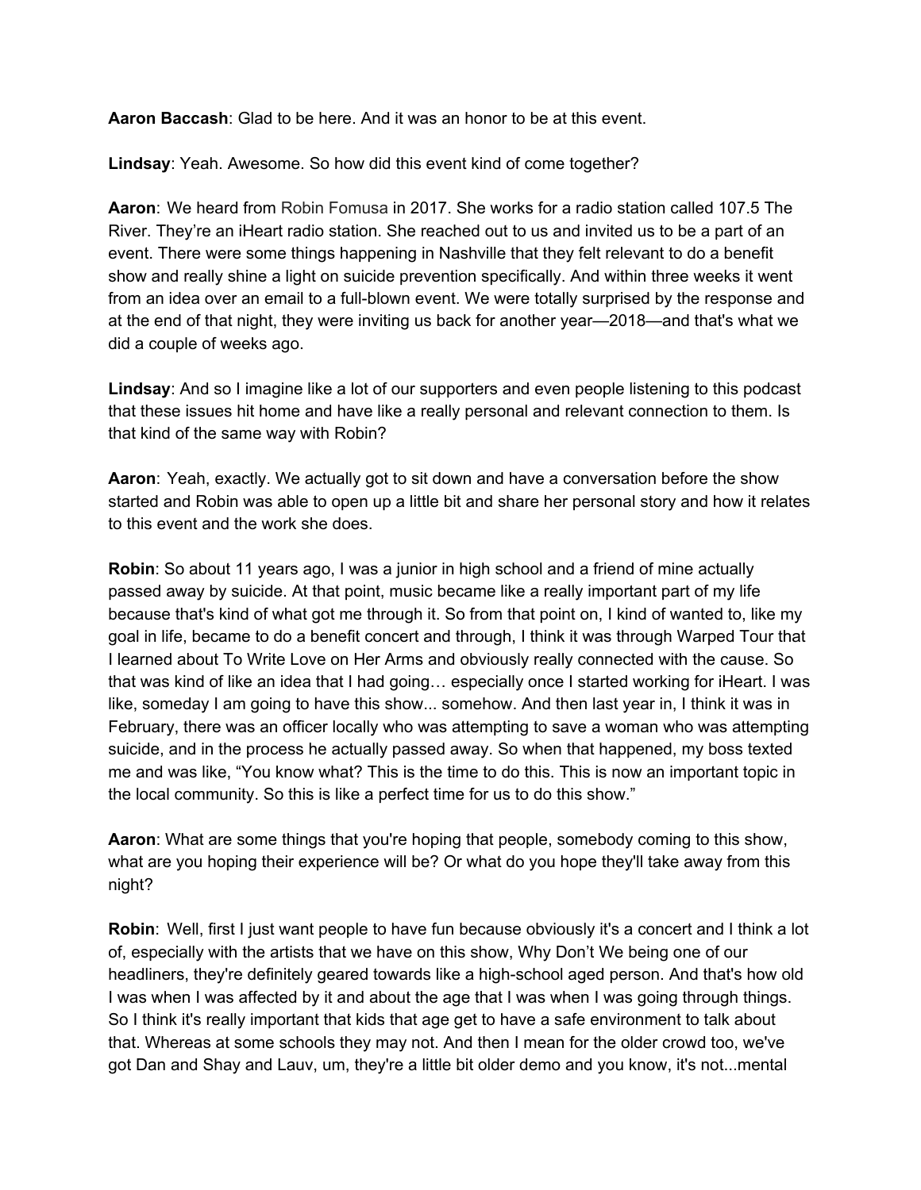**Aaron Baccash**: Glad to be here. And it was an honor to be at this event.

**Lindsay**: Yeah. Awesome. So how did this event kind of come together?

**Aaron**: We heard from Robin Fomusa in 2017. She works for a radio station called 107.5 The River. They're an iHeart radio station. She reached out to us and invited us to be a part of an event. There were some things happening in Nashville that they felt relevant to do a benefit show and really shine a light on suicide prevention specifically. And within three weeks it went from an idea over an email to a full-blown event. We were totally surprised by the response and at the end of that night, they were inviting us back for another year—2018—and that's what we did a couple of weeks ago.

**Lindsay**: And so I imagine like a lot of our supporters and even people listening to this podcast that these issues hit home and have like a really personal and relevant connection to them. Is that kind of the same way with Robin?

**Aaron**: Yeah, exactly. We actually got to sit down and have a conversation before the show started and Robin was able to open up a little bit and share her personal story and how it relates to this event and the work she does.

**Robin**: So about 11 years ago, I was a junior in high school and a friend of mine actually passed away by suicide. At that point, music became like a really important part of my life because that's kind of what got me through it. So from that point on, I kind of wanted to, like my goal in life, became to do a benefit concert and through, I think it was through Warped Tour that I learned about To Write Love on Her Arms and obviously really connected with the cause. So that was kind of like an idea that I had going… especially once I started working for iHeart. I was like, someday I am going to have this show... somehow. And then last year in, I think it was in February, there was an officer locally who was attempting to save a woman who was attempting suicide, and in the process he actually passed away. So when that happened, my boss texted me and was like, "You know what? This is the time to do this. This is now an important topic in the local community. So this is like a perfect time for us to do this show."

**Aaron**: What are some things that you're hoping that people, somebody coming to this show, what are you hoping their experience will be? Or what do you hope they'll take away from this night?

**Robin**: Well, first I just want people to have fun because obviously it's a concert and I think a lot of, especially with the artists that we have on this show, Why Don't We being one of our headliners, they're definitely geared towards like a high-school aged person. And that's how old I was when I was affected by it and about the age that I was when I was going through things. So I think it's really important that kids that age get to have a safe environment to talk about that. Whereas at some schools they may not. And then I mean for the older crowd too, we've got Dan and Shay and Lauv, um, they're a little bit older demo and you know, it's not...mental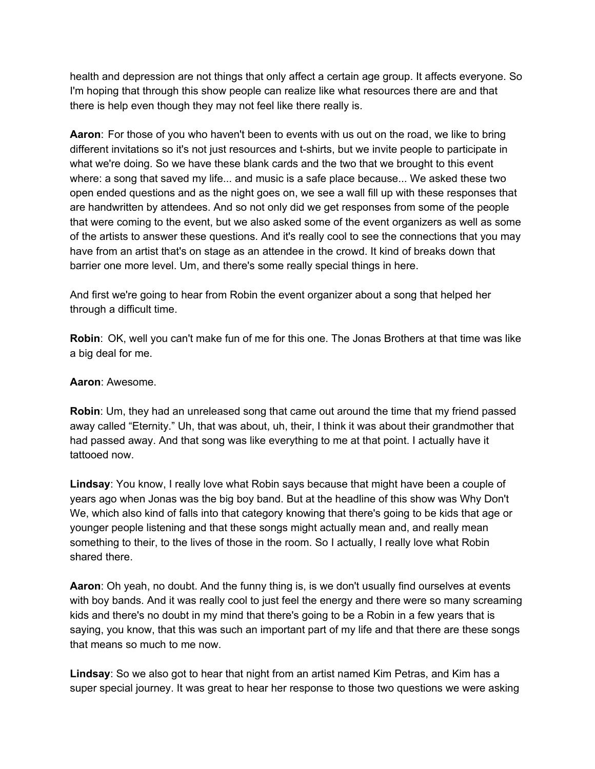health and depression are not things that only affect a certain age group. It affects everyone. So I'm hoping that through this show people can realize like what resources there are and that there is help even though they may not feel like there really is.

**Aaron**: For those of you who haven't been to events with us out on the road, we like to bring different invitations so it's not just resources and t-shirts, but we invite people to participate in what we're doing. So we have these blank cards and the two that we brought to this event where: a song that saved my life... and music is a safe place because... We asked these two open ended questions and as the night goes on, we see a wall fill up with these responses that are handwritten by attendees. And so not only did we get responses from some of the people that were coming to the event, but we also asked some of the event organizers as well as some of the artists to answer these questions. And it's really cool to see the connections that you may have from an artist that's on stage as an attendee in the crowd. It kind of breaks down that barrier one more level. Um, and there's some really special things in here.

And first we're going to hear from Robin the event organizer about a song that helped her through a difficult time.

**Robin**: OK, well you can't make fun of me for this one. The Jonas Brothers at that time was like a big deal for me.

**Aaron**: Awesome.

**Robin**: Um, they had an unreleased song that came out around the time that my friend passed away called "Eternity." Uh, that was about, uh, their, I think it was about their grandmother that had passed away. And that song was like everything to me at that point. I actually have it tattooed now.

**Lindsay**: You know, I really love what Robin says because that might have been a couple of years ago when Jonas was the big boy band. But at the headline of this show was Why Don't We, which also kind of falls into that category knowing that there's going to be kids that age or younger people listening and that these songs might actually mean and, and really mean something to their, to the lives of those in the room. So I actually, I really love what Robin shared there.

**Aaron**: Oh yeah, no doubt. And the funny thing is, is we don't usually find ourselves at events with boy bands. And it was really cool to just feel the energy and there were so many screaming kids and there's no doubt in my mind that there's going to be a Robin in a few years that is saying, you know, that this was such an important part of my life and that there are these songs that means so much to me now.

**Lindsay**: So we also got to hear that night from an artist named Kim Petras, and Kim has a super special journey. It was great to hear her response to those two questions we were asking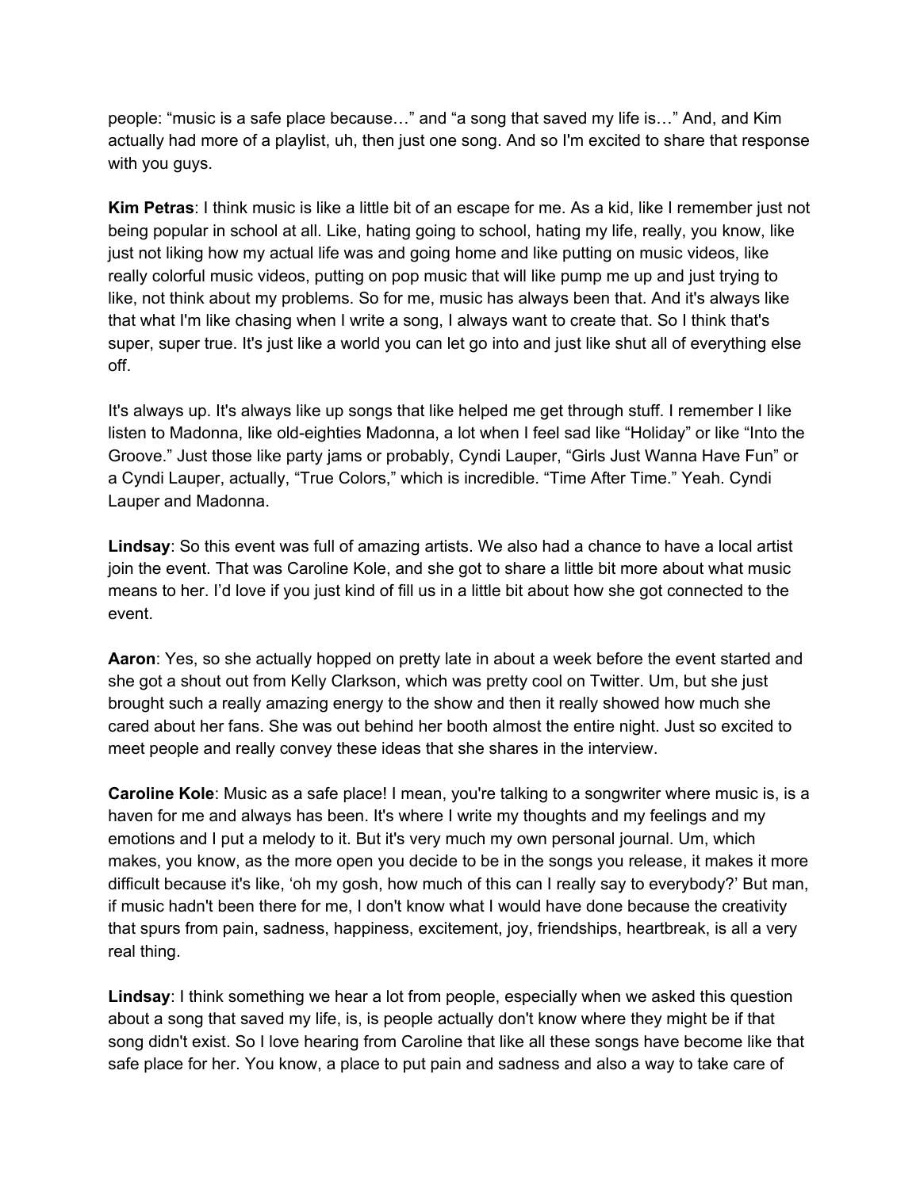people: "music is a safe place because…" and "a song that saved my life is…" And, and Kim actually had more of a playlist, uh, then just one song. And so I'm excited to share that response with you guys.

**Kim Petras**: I think music is like a little bit of an escape for me. As a kid, like I remember just not being popular in school at all. Like, hating going to school, hating my life, really, you know, like just not liking how my actual life was and going home and like putting on music videos, like really colorful music videos, putting on pop music that will like pump me up and just trying to like, not think about my problems. So for me, music has always been that. And it's always like that what I'm like chasing when I write a song, I always want to create that. So I think that's super, super true. It's just like a world you can let go into and just like shut all of everything else off.

It's always up. It's always like up songs that like helped me get through stuff. I remember I like listen to Madonna, like old-eighties Madonna, a lot when I feel sad like "Holiday" or like "Into the Groove." Just those like party jams or probably, Cyndi Lauper, "Girls Just Wanna Have Fun" or a Cyndi Lauper, actually, "True Colors," which is incredible. "Time After Time." Yeah. Cyndi Lauper and Madonna.

**Lindsay**: So this event was full of amazing artists. We also had a chance to have a local artist join the event. That was Caroline Kole, and she got to share a little bit more about what music means to her. I'd love if you just kind of fill us in a little bit about how she got connected to the event.

**Aaron**: Yes, so she actually hopped on pretty late in about a week before the event started and she got a shout out from Kelly Clarkson, which was pretty cool on Twitter. Um, but she just brought such a really amazing energy to the show and then it really showed how much she cared about her fans. She was out behind her booth almost the entire night. Just so excited to meet people and really convey these ideas that she shares in the interview.

**Caroline Kole**: Music as a safe place! I mean, you're talking to a songwriter where music is, is a haven for me and always has been. It's where I write my thoughts and my feelings and my emotions and I put a melody to it. But it's very much my own personal journal. Um, which makes, you know, as the more open you decide to be in the songs you release, it makes it more difficult because it's like, 'oh my gosh, how much of this can I really say to everybody?' But man, if music hadn't been there for me, I don't know what I would have done because the creativity that spurs from pain, sadness, happiness, excitement, joy, friendships, heartbreak, is all a very real thing.

**Lindsay**: I think something we hear a lot from people, especially when we asked this question about a song that saved my life, is, is people actually don't know where they might be if that song didn't exist. So I love hearing from Caroline that like all these songs have become like that safe place for her. You know, a place to put pain and sadness and also a way to take care of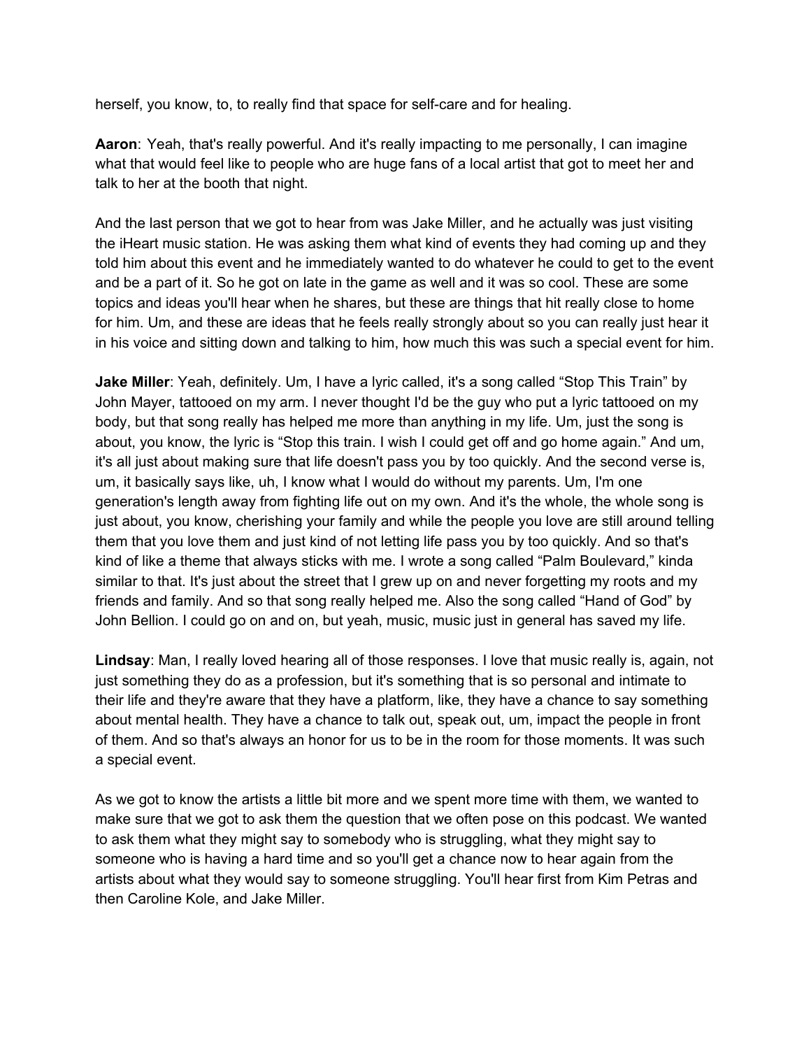herself, you know, to, to really find that space for self-care and for healing.

**Aaron**: Yeah, that's really powerful. And it's really impacting to me personally, I can imagine what that would feel like to people who are huge fans of a local artist that got to meet her and talk to her at the booth that night.

And the last person that we got to hear from was Jake Miller, and he actually was just visiting the iHeart music station. He was asking them what kind of events they had coming up and they told him about this event and he immediately wanted to do whatever he could to get to the event and be a part of it. So he got on late in the game as well and it was so cool. These are some topics and ideas you'll hear when he shares, but these are things that hit really close to home for him. Um, and these are ideas that he feels really strongly about so you can really just hear it in his voice and sitting down and talking to him, how much this was such a special event for him.

**Jake Miller**: Yeah, definitely. Um, I have a lyric called, it's a song called "Stop This Train" by John Mayer, tattooed on my arm. I never thought I'd be the guy who put a lyric tattooed on my body, but that song really has helped me more than anything in my life. Um, just the song is about, you know, the lyric is "Stop this train. I wish I could get off and go home again." And um, it's all just about making sure that life doesn't pass you by too quickly. And the second verse is, um, it basically says like, uh, I know what I would do without my parents. Um, I'm one generation's length away from fighting life out on my own. And it's the whole, the whole song is just about, you know, cherishing your family and while the people you love are still around telling them that you love them and just kind of not letting life pass you by too quickly. And so that's kind of like a theme that always sticks with me. I wrote a song called "Palm Boulevard," kinda similar to that. It's just about the street that I grew up on and never forgetting my roots and my friends and family. And so that song really helped me. Also the song called "Hand of God" by John Bellion. I could go on and on, but yeah, music, music just in general has saved my life.

**Lindsay**: Man, I really loved hearing all of those responses. I love that music really is, again, not just something they do as a profession, but it's something that is so personal and intimate to their life and they're aware that they have a platform, like, they have a chance to say something about mental health. They have a chance to talk out, speak out, um, impact the people in front of them. And so that's always an honor for us to be in the room for those moments. It was such a special event.

As we got to know the artists a little bit more and we spent more time with them, we wanted to make sure that we got to ask them the question that we often pose on this podcast. We wanted to ask them what they might say to somebody who is struggling, what they might say to someone who is having a hard time and so you'll get a chance now to hear again from the artists about what they would say to someone struggling. You'll hear first from Kim Petras and then Caroline Kole, and Jake Miller.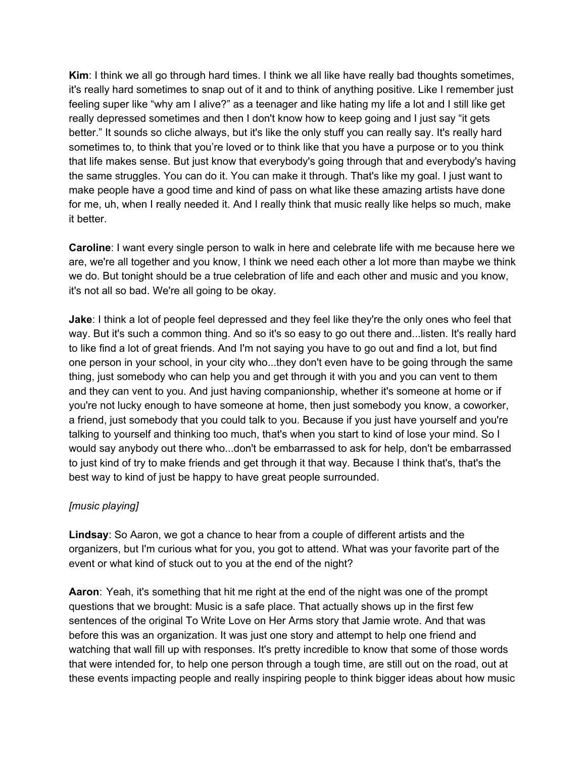**Kim**: I think we all go through hard times. I think we all like have really bad thoughts sometimes, it's really hard sometimes to snap out of it and to think of anything positive. Like I remember just feeling super like "why am I alive?" as a teenager and like hating my life a lot and I still like get really depressed sometimes and then I don't know how to keep going and I just say "it gets better." It sounds so cliche always, but it's like the only stuff you can really say. It's really hard sometimes to, to think that you're loved or to think like that you have a purpose or to you think that life makes sense. But just know that everybody's going through that and everybody's having the same struggles. You can do it. You can make it through. That's like my goal. I just want to make people have a good time and kind of pass on what like these amazing artists have done for me, uh, when I really needed it. And I really think that music really like helps so much, make it better.

**Caroline**: I want every single person to walk in here and celebrate life with me because here we are, we're all together and you know, I think we need each other a lot more than maybe we think we do. But tonight should be a true celebration of life and each other and music and you know, it's not all so bad. We're all going to be okay.

**Jake**: I think a lot of people feel depressed and they feel like they're the only ones who feel that way. But it's such a common thing. And so it's so easy to go out there and...listen. It's really hard to like find a lot of great friends. And I'm not saying you have to go out and find a lot, but find one person in your school, in your city who...they don't even have to be going through the same thing, just somebody who can help you and get through it with you and you can vent to them and they can vent to you. And just having companionship, whether it's someone at home or if you're not lucky enough to have someone at home, then just somebody you know, a coworker, a friend, just somebody that you could talk to you. Because if you just have yourself and you're talking to yourself and thinking too much, that's when you start to kind of lose your mind. So I would say anybody out there who...don't be embarrassed to ask for help, don't be embarrassed to just kind of try to make friends and get through it that way. Because I think that's, that's the best way to kind of just be happy to have great people surrounded.

*[music playing]*

**Lindsay**: So Aaron, we got a chance to hear from a couple of different artists and the organizers, but I'm curious what for you, you got to attend. What was your favorite part of the event or what kind of stuck out to you at the end of the night?

**Aaron**: Yeah, it's something that hit me right at the end of the night was one of the prompt questions that we brought: Music is a safe place. That actually shows up in the first few sentences of the original To Write Love on Her Arms story that Jamie wrote. And that was before this was an organization. It was just one story and attempt to help one friend and watching that wall fill up with responses. It's pretty incredible to know that some of those words that were intended for, to help one person through a tough time, are still out on the road, out at these events impacting people and really inspiring people to think bigger ideas about how music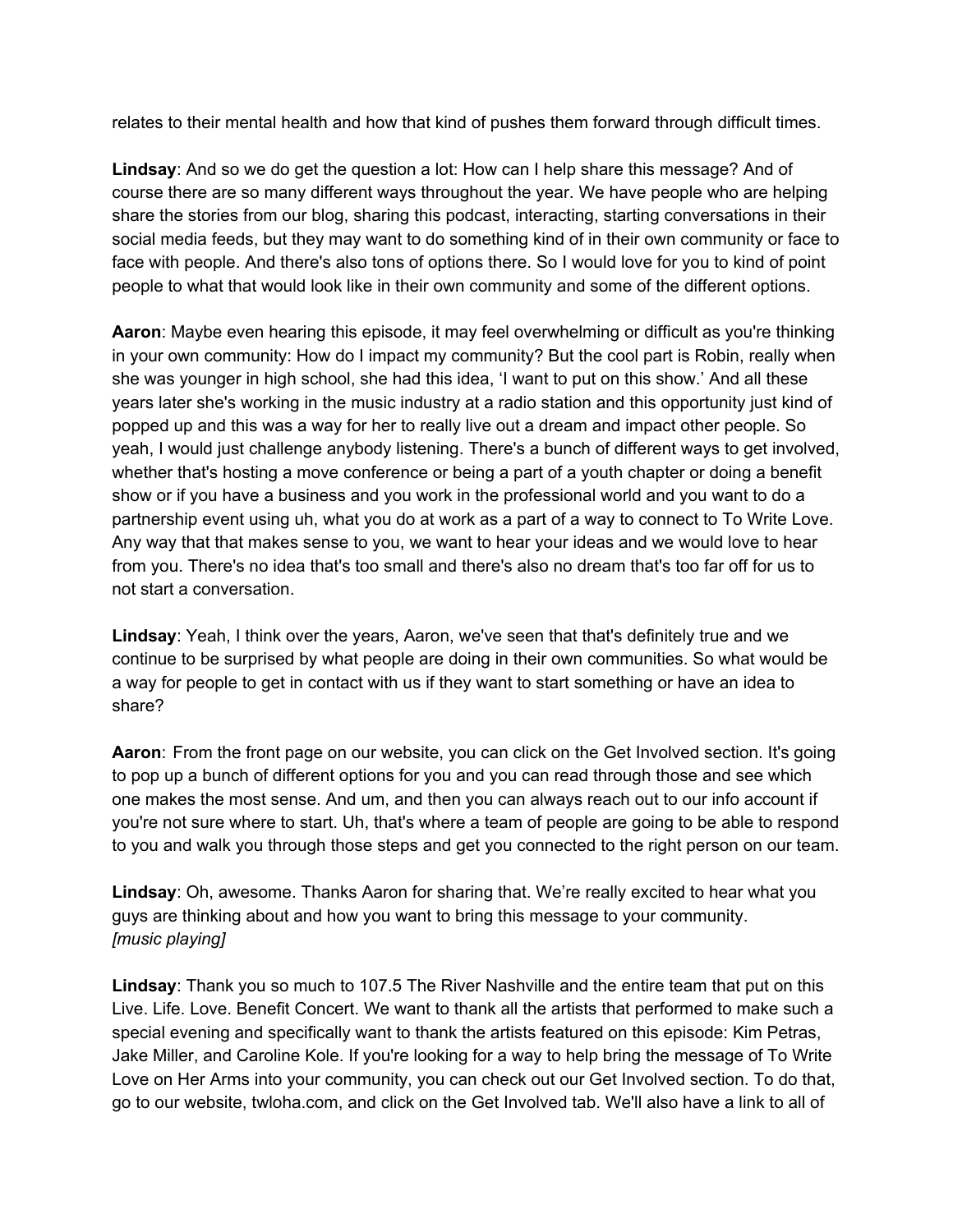relates to their mental health and how that kind of pushes them forward through difficult times.

**Lindsay**: And so we do get the question a lot: How can I help share this message? And of course there are so many different ways throughout the year. We have people who are helping share the stories from our blog, sharing this podcast, interacting, starting conversations in their social media feeds, but they may want to do something kind of in their own community or face to face with people. And there's also tons of options there. So I would love for you to kind of point people to what that would look like in their own community and some of the different options.

**Aaron**: Maybe even hearing this episode, it may feel overwhelming or difficult as you're thinking in your own community: How do I impact my community? But the cool part is Robin, really when she was younger in high school, she had this idea, 'I want to put on this show.' And all these years later she's working in the music industry at a radio station and this opportunity just kind of popped up and this was a way for her to really live out a dream and impact other people. So yeah, I would just challenge anybody listening. There's a bunch of different ways to get involved, whether that's hosting a move conference or being a part of a youth chapter or doing a benefit show or if you have a business and you work in the professional world and you want to do a partnership event using uh, what you do at work as a part of a way to connect to To Write Love. Any way that that makes sense to you, we want to hear your ideas and we would love to hear from you. There's no idea that's too small and there's also no dream that's too far off for us to not start a conversation.

**Lindsay**: Yeah, I think over the years, Aaron, we've seen that that's definitely true and we continue to be surprised by what people are doing in their own communities. So what would be a way for people to get in contact with us if they want to start something or have an idea to share?

**Aaron**: From the front page on our website, you can click on the Get Involved section. It's going to pop up a bunch of different options for you and you can read through those and see which one makes the most sense. And um, and then you can always reach out to our info account if you're not sure where to start. Uh, that's where a team of people are going to be able to respond to you and walk you through those steps and get you connected to the right person on our team.

**Lindsay**: Oh, awesome. Thanks Aaron for sharing that. We're really excited to hear what you guys are thinking about and how you want to bring this message to your community.
*[music playing]*

**Lindsay**: Thank you so much to 107.5 The River Nashville and the entire team that put on this Live. Life. Love. Benefit Concert. We want to thank all the artists that performed to make such a special evening and specifically want to thank the artists featured on this episode: Kim Petras, Jake Miller, and Caroline Kole. If you're looking for a way to help bring the message of To Write Love on Her Arms into your community, you can check out our Get Involved section. To do that, go to our website, twloha.com, and click on the Get Involved tab. We'll also have a link to all of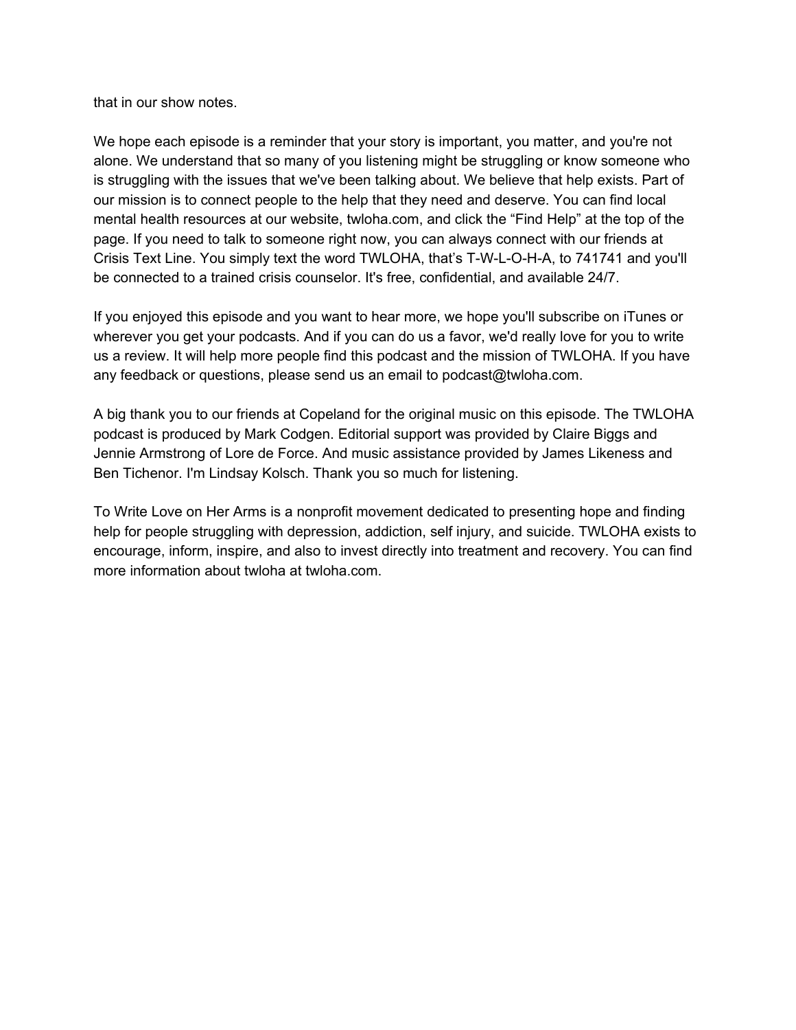that in our show notes.

We hope each episode is a reminder that your story is important, you matter, and you're not alone. We understand that so many of you listening might be struggling or know someone who is struggling with the issues that we've been talking about. We believe that help exists. Part of our mission is to connect people to the help that they need and deserve. You can find local mental health resources at our website, twloha.com, and click the "Find Help" at the top of the page. If you need to talk to someone right now, you can always connect with our friends at Crisis Text Line. You simply text the word TWLOHA, that's T-W-L-O-H-A, to 741741 and you'll be connected to a trained crisis counselor. It's free, confidential, and available 24/7.

If you enjoyed this episode and you want to hear more, we hope you'll subscribe on iTunes or wherever you get your podcasts. And if you can do us a favor, we'd really love for you to write us a review. It will help more people find this podcast and the mission of TWLOHA. If you have any feedback or questions, please send us an email to podcast@twloha.com.

A big thank you to our friends at Copeland for the original music on this episode. The TWLOHA podcast is produced by Mark Codgen. Editorial support was provided by Claire Biggs and Jennie Armstrong of Lore de Force. And music assistance provided by James Likeness and Ben Tichenor. I'm Lindsay Kolsch. Thank you so much for listening.

To Write Love on Her Arms is a nonprofit movement dedicated to presenting hope and finding help for people struggling with depression, addiction, self injury, and suicide. TWLOHA exists to encourage, inform, inspire, and also to invest directly into treatment and recovery. You can find more information about twloha at twloha.com.